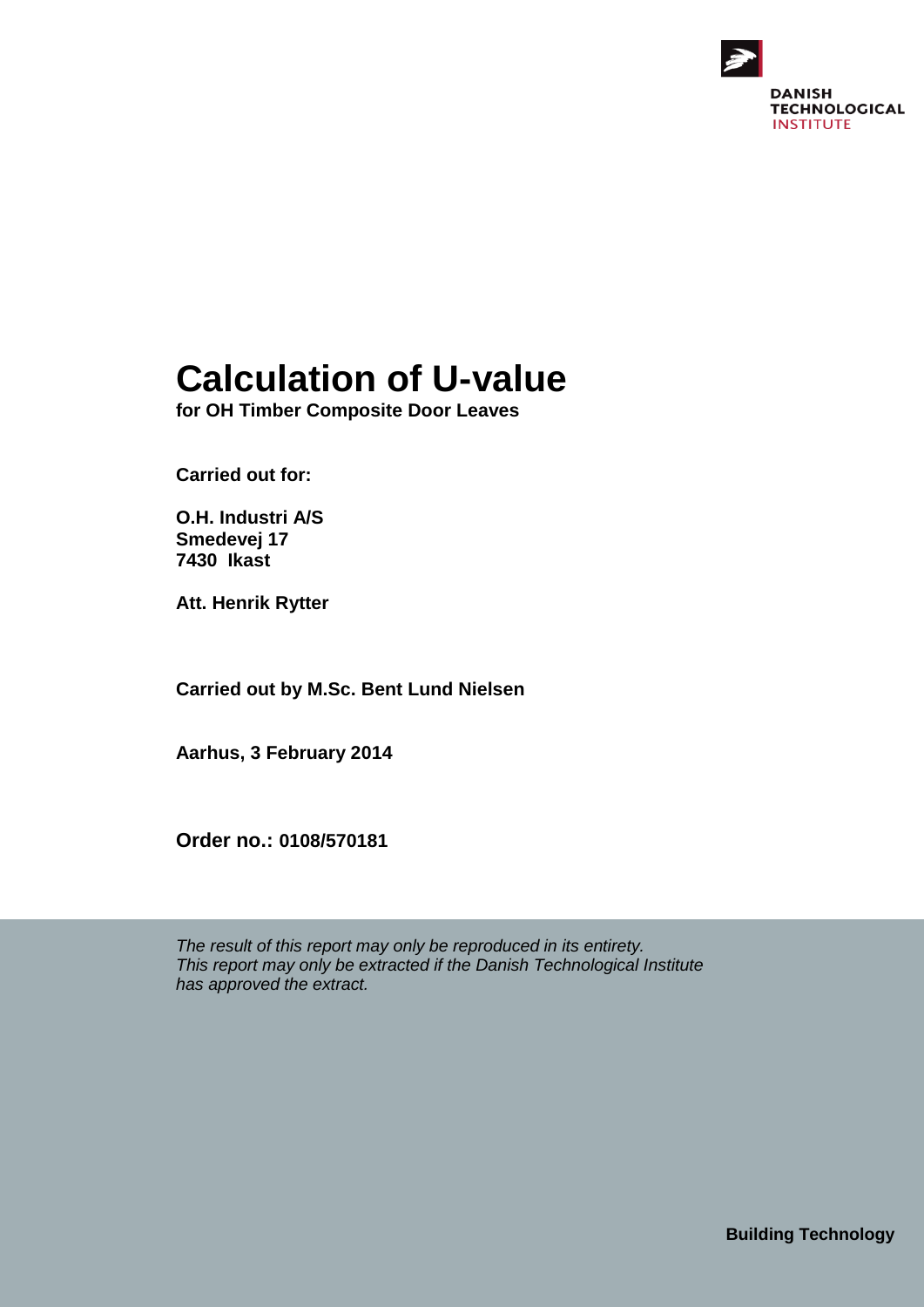DANISH TECHNOLOGICAL INSTITUTE

# Calculation of U-value

**for OH Timber Composite Door Leaves**

**Carried out for:**

**O.H. Industri A/S**
**Smedevej 17**
**7430 Ikast**

**Att. Henrik Rytter**

**Carried out by M.Sc. Bent Lund Nielsen**

**Aarhus, 3 February 2014**

**Order no.: 0108/570181**

*The result of this report may only be reproduced in its entirety.*
*This report may only be extracted if the Danish Technological Institute has approved the extract.*

**Building Technology**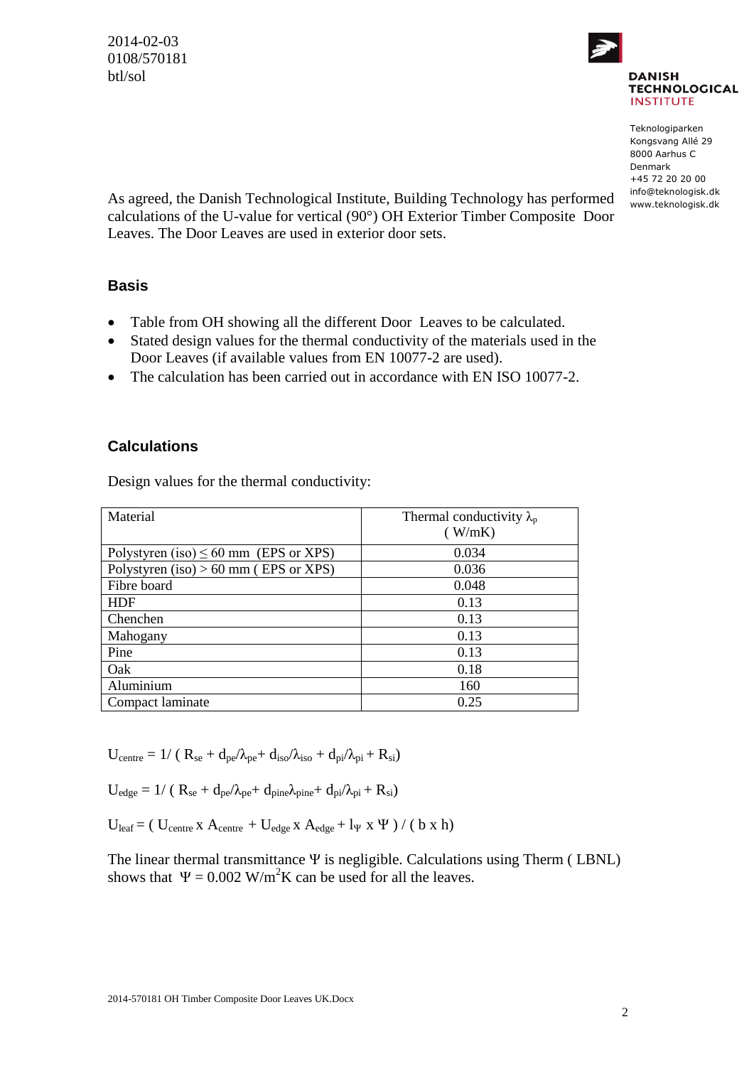2014-02-03
0108/570181
btl/sol

DANISH TECHNOLOGICAL INSTITUTE

Teknologiparken
Kongsvang Allé 29
8000 Aarhus C
Denmark
+45 72 20 20 00
info@teknologisk.dk
www.teknologisk.dk

As agreed, the Danish Technological Institute, Building Technology has performed calculations of the U-value for vertical (90°) OH Exterior Timber Composite Door Leaves. The Door Leaves are used in exterior door sets.

## Basis

- Table from OH showing all the different Door Leaves to be calculated.
- Stated design values for the thermal conductivity of the materials used in the Door Leaves (if available values from EN 10077-2 are used).
- The calculation has been carried out in accordance with EN ISO 10077-2.

## Calculations

Design values for the thermal conductivity:

| Material | Thermal conductivity $\lambda_p$ ( W/mK) |
|---|---|
| Polystyren (iso) ≤ 60 mm (EPS or XPS) | 0.034 |
| Polystyren (iso) > 60 mm ( EPS or XPS) | 0.036 |
| Fibre board | 0.048 |
| HDF | 0.13 |
| Chenchen | 0.13 |
| Mahogany | 0.13 |
| Pine | 0.13 |
| Oak | 0.18 |
| Aluminium | 160 |
| Compact laminate | 0.25 |

$$U_{centre} = 1/ ( R_{se} + d_{pe}/\lambda_{pe} + d_{iso}/\lambda_{iso} + d_{pi}/\lambda_{pi} + R_{si})$$

$$U_{edge} = 1/ ( R_{se} + d_{pe}/\lambda_{pe} + d_{pine}\lambda_{pine} + d_{pi}/\lambda_{pi} + R_{si})$$

$$U_{leaf} = ( U_{centre} \times A_{centre} + U_{edge} \times A_{edge} + l_{\Psi} \times \Psi ) / ( b \times h)$$

The linear thermal transmittance $\Psi$ is negligible. Calculations using Therm ( LBNL) shows that $\Psi = 0.002$ W/m$^2$K can be used for all the leaves.

2014-570181 OH Timber Composite Door Leaves UK.Docx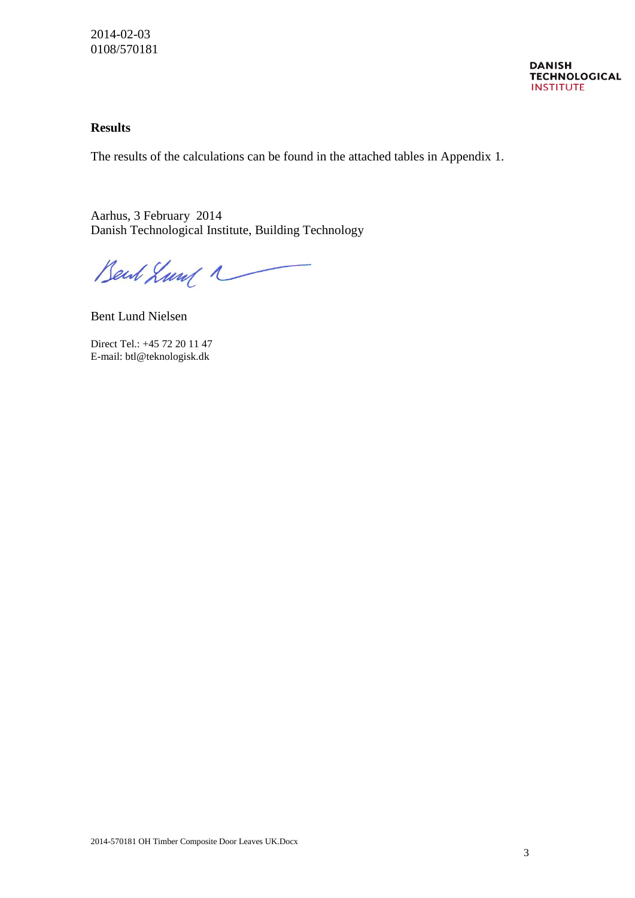2014-02-03
0108/570181

## Results

The results of the calculations can be found in the attached tables in Appendix 1.

Aarhus, 3 February 2014
Danish Technological Institute, Building Technology

Bent Lund Nielsen

Direct Tel.: +45 72 20 11 47
E-mail: btl@teknologisk.dk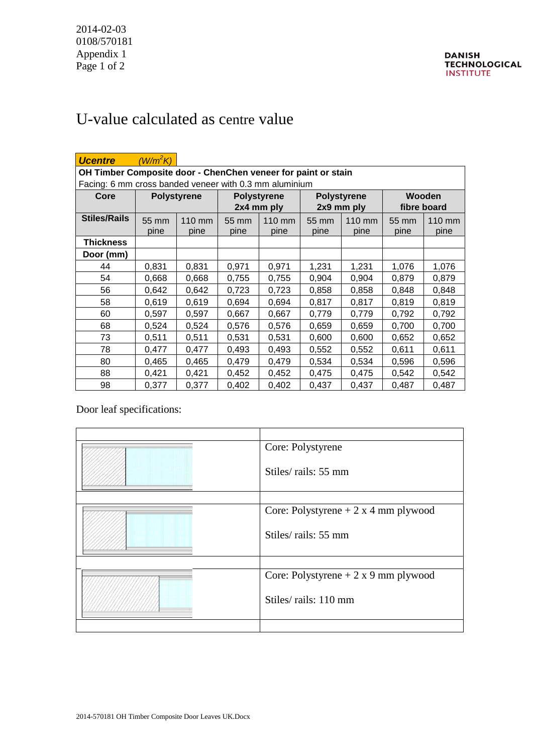# U-value calculated as centre value

| **Ucentre** *(W/m²K)* | | | | | | | | |
|---|---|---|---|---|---|---|---|---|
| **OH Timber Composite door - ChenChen veneer for paint or stain** | | | | | | | | |
| Facing: 6 mm cross banded veneer with 0.3 mm aluminium | | | | | | | | |
| **Core** | **Polystyrene** | | **Polystyrene 2x4 mm ply** | | **Polystyrene 2x9 mm ply** | | **Wooden fibre board** | |
| **Stiles/Rails** | 55 mm pine | 110 mm pine | 55 mm pine | 110 mm pine | 55 mm pine | 110 mm pine | 55 mm pine | 110 mm pine |
| **Thickness** | | | | | | | | |
| **Door (mm)** | | | | | | | | |
| 44 | 0,831 | 0,831 | 0,971 | 0,971 | 1,231 | 1,231 | 1,076 | 1,076 |
| 54 | 0,668 | 0,668 | 0,755 | 0,755 | 0,904 | 0,904 | 0,879 | 0,879 |
| 56 | 0,642 | 0,642 | 0,723 | 0,723 | 0,858 | 0,858 | 0,848 | 0,848 |
| 58 | 0,619 | 0,619 | 0,694 | 0,694 | 0,817 | 0,817 | 0,819 | 0,819 |
| 60 | 0,597 | 0,597 | 0,667 | 0,667 | 0,779 | 0,779 | 0,792 | 0,792 |
| 68 | 0,524 | 0,524 | 0,576 | 0,576 | 0,659 | 0,659 | 0,700 | 0,700 |
| 73 | 0,511 | 0,511 | 0,531 | 0,531 | 0,600 | 0,600 | 0,652 | 0,652 |
| 78 | 0,477 | 0,477 | 0,493 | 0,493 | 0,552 | 0,552 | 0,611 | 0,611 |
| 80 | 0,465 | 0,465 | 0,479 | 0,479 | 0,534 | 0,534 | 0,596 | 0,596 |
| 88 | 0,421 | 0,421 | 0,452 | 0,452 | 0,475 | 0,475 | 0,542 | 0,542 |
| 98 | 0,377 | 0,377 | 0,402 | 0,402 | 0,437 | 0,437 | 0,487 | 0,487 |

Door leaf specifications:

| | |
|---|---|
| | Core: Polystyrene<br><br>Stiles/ rails: 55 mm |
| | Core: Polystyrene + 2 x 4 mm plywood<br><br>Stiles/ rails: 55 mm |
| | Core: Polystyrene + 2 x 9 mm plywood<br><br>Stiles/ rails: 110 mm |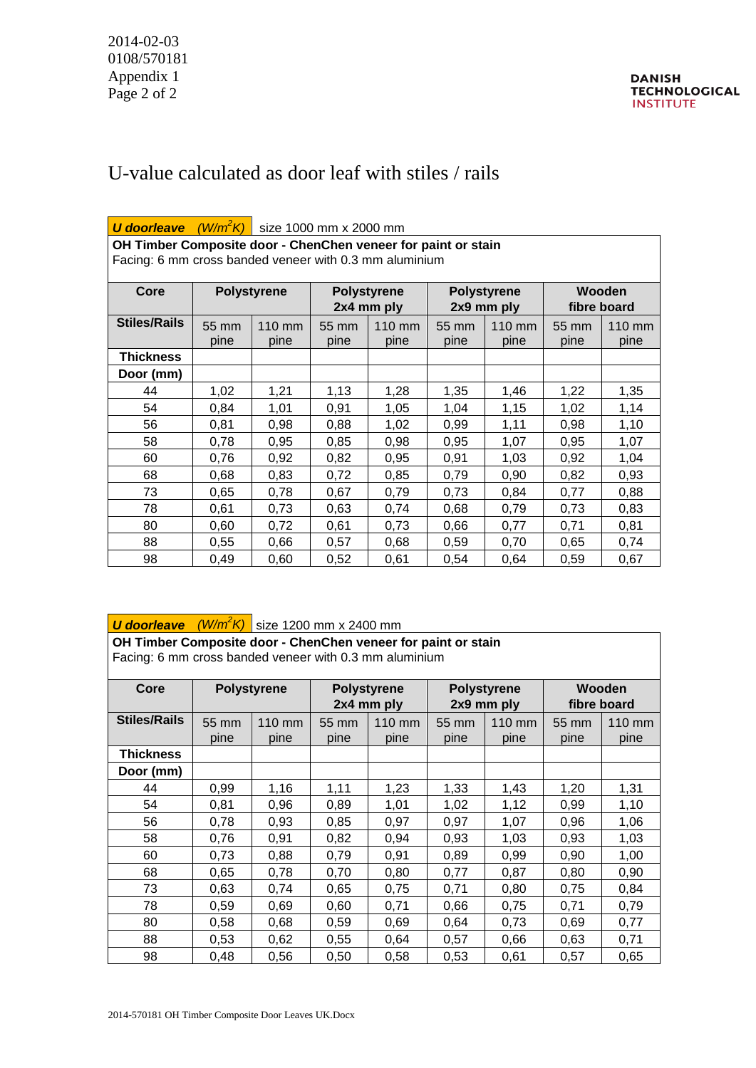# U-value calculated as door leaf with stiles / rails

| ***U doorleave (W/m²K)*** size 1000 mm x 2000 mm | | | | | | | | |
|---|---|---|---|---|---|---|---|---|
| **OH Timber Composite door - ChenChen veneer for paint or stain**<br>Facing: 6 mm cross banded veneer with 0.3 mm aluminium | | | | | | | | |
| **Core** | **Polystyrene** | | **Polystyrene 2x4 mm ply** | | **Polystyrene 2x9 mm ply** | | **Wooden fibre board** | |
| **Stiles/Rails** | 55 mm pine | 110 mm pine | 55 mm pine | 110 mm pine | 55 mm pine | 110 mm pine | 55 mm pine | 110 mm pine |
| **Thickness** | | | | | | | | |
| **Door (mm)** | | | | | | | | |
| 44 | 1,02 | 1,21 | 1,13 | 1,28 | 1,35 | 1,46 | 1,22 | 1,35 |
| 54 | 0,84 | 1,01 | 0,91 | 1,05 | 1,04 | 1,15 | 1,02 | 1,14 |
| 56 | 0,81 | 0,98 | 0,88 | 1,02 | 0,99 | 1,11 | 0,98 | 1,10 |
| 58 | 0,78 | 0,95 | 0,85 | 0,98 | 0,95 | 1,07 | 0,95 | 1,07 |
| 60 | 0,76 | 0,92 | 0,82 | 0,95 | 0,91 | 1,03 | 0,92 | 1,04 |
| 68 | 0,68 | 0,83 | 0,72 | 0,85 | 0,79 | 0,90 | 0,82 | 0,93 |
| 73 | 0,65 | 0,78 | 0,67 | 0,79 | 0,73 | 0,84 | 0,77 | 0,88 |
| 78 | 0,61 | 0,73 | 0,63 | 0,74 | 0,68 | 0,79 | 0,73 | 0,83 |
| 80 | 0,60 | 0,72 | 0,61 | 0,73 | 0,66 | 0,77 | 0,71 | 0,81 |
| 88 | 0,55 | 0,66 | 0,57 | 0,68 | 0,59 | 0,70 | 0,65 | 0,74 |
| 98 | 0,49 | 0,60 | 0,52 | 0,61 | 0,54 | 0,64 | 0,59 | 0,67 |

| ***U doorleave (W/m²K)*** size 1200 mm x 2400 mm | | | | | | | | |
|---|---|---|---|---|---|---|---|---|
| **OH Timber Composite door - ChenChen veneer for paint or stain**<br>Facing: 6 mm cross banded veneer with 0.3 mm aluminium | | | | | | | | |
| **Core** | **Polystyrene** | | **Polystyrene 2x4 mm ply** | | **Polystyrene 2x9 mm ply** | | **Wooden fibre board** | |
| **Stiles/Rails** | 55 mm pine | 110 mm pine | 55 mm pine | 110 mm pine | 55 mm pine | 110 mm pine | 55 mm pine | 110 mm pine |
| **Thickness** | | | | | | | | |
| **Door (mm)** | | | | | | | | |
| 44 | 0,99 | 1,16 | 1,11 | 1,23 | 1,33 | 1,43 | 1,20 | 1,31 |
| 54 | 0,81 | 0,96 | 0,89 | 1,01 | 1,02 | 1,12 | 0,99 | 1,10 |
| 56 | 0,78 | 0,93 | 0,85 | 0,97 | 0,97 | 1,07 | 0,96 | 1,06 |
| 58 | 0,76 | 0,91 | 0,82 | 0,94 | 0,93 | 1,03 | 0,93 | 1,03 |
| 60 | 0,73 | 0,88 | 0,79 | 0,91 | 0,89 | 0,99 | 0,90 | 1,00 |
| 68 | 0,65 | 0,78 | 0,70 | 0,80 | 0,77 | 0,87 | 0,80 | 0,90 |
| 73 | 0,63 | 0,74 | 0,65 | 0,75 | 0,71 | 0,80 | 0,75 | 0,84 |
| 78 | 0,59 | 0,69 | 0,60 | 0,71 | 0,66 | 0,75 | 0,71 | 0,79 |
| 80 | 0,58 | 0,68 | 0,59 | 0,69 | 0,64 | 0,73 | 0,69 | 0,77 |
| 88 | 0,53 | 0,62 | 0,55 | 0,64 | 0,57 | 0,66 | 0,63 | 0,71 |
| 98 | 0,48 | 0,56 | 0,50 | 0,58 | 0,53 | 0,61 | 0,57 | 0,65 |